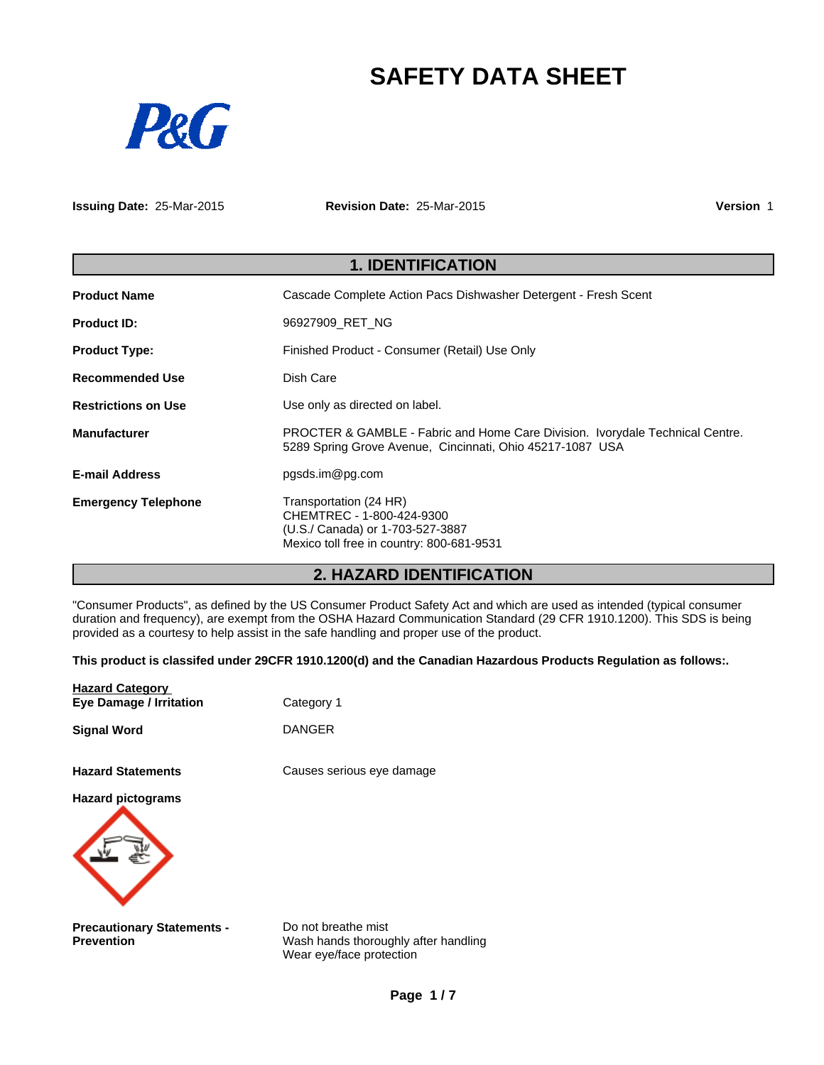# SAFETY DATA SHEET

**Issuing Date:** 25-Mar-2015 **Revision Date:** 25-Mar-2015 **Version** 1

## 1. IDENTIFICATION

| | |
|---|---|
| **Product Name** | Cascade Complete Action Pacs Dishwasher Detergent - Fresh Scent |
| **Product ID:** | 96927909_RET_NG |
| **Product Type:** | Finished Product - Consumer (Retail) Use Only |
| **Recommended Use** | Dish Care |
| **Restrictions on Use** | Use only as directed on label. |
| **Manufacturer** | PROCTER & GAMBLE - Fabric and Home Care Division. Ivorydale Technical Centre. 5289 Spring Grove Avenue, Cincinnati, Ohio 45217-1087 USA |
| **E-mail Address** | pgsds.im@pg.com |
| **Emergency Telephone** | Transportation (24 HR)<br>CHEMTREC - 1-800-424-9300<br>(U.S./ Canada) or 1-703-527-3887<br>Mexico toll free in country: 800-681-9531 |

## 2. HAZARD IDENTIFICATION

"Consumer Products", as defined by the US Consumer Product Safety Act and which are used as intended (typical consumer duration and frequency), are exempt from the OSHA Hazard Communication Standard (29 CFR 1910.1200). This SDS is being provided as a courtesy to help assist in the safe handling and proper use of the product.

**This product is classifed under 29CFR 1910.1200(d) and the Canadian Hazardous Products Regulation as follows:.**

| **Hazard Category** | |
|---|---|
| **Eye Damage / Irritation** | Category 1 |
| **Signal Word** | DANGER |
| **Hazard Statements** | Causes serious eye damage |

**Hazard pictograms**

**Precautionary Statements - Prevention**

Do not breathe mist
Wash hands thoroughly after handling
Wear eye/face protection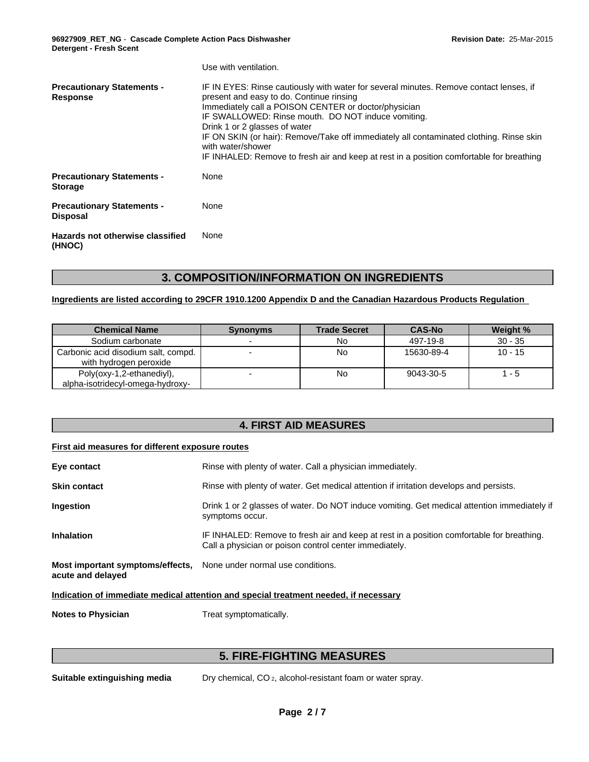Use with ventilation.

**Precautionary Statements - Response**

IF IN EYES: Rinse cautiously with water for several minutes. Remove contact lenses, if present and easy to do. Continue rinsing
Immediately call a POISON CENTER or doctor/physician
IF SWALLOWED: Rinse mouth. DO NOT induce vomiting.
Drink 1 or 2 glasses of water
IF ON SKIN (or hair): Remove/Take off immediately all contaminated clothing. Rinse skin with water/shower
IF INHALED: Remove to fresh air and keep at rest in a position comfortable for breathing

**Precautionary Statements - Storage**

None

**Precautionary Statements - Disposal**

None

**Hazards not otherwise classified (HNOC)**

None

## 3. COMPOSITION/INFORMATION ON INGREDIENTS

**Ingredients are listed according to 29CFR 1910.1200 Appendix D and the Canadian Hazardous Products Regulation**

| Chemical Name | Synonyms | Trade Secret | CAS-No | Weight % |
|---|---|---|---|---|
| Sodium carbonate | - | No | 497-19-8 | 30 - 35 |
| Carbonic acid disodium salt, compd. with hydrogen peroxide | - | No | 15630-89-4 | 10 - 15 |
| Poly(oxy-1,2-ethanediyl), alpha-isotridecyl-omega-hydroxy- | - | No | 9043-30-5 | 1 - 5 |

## 4. FIRST AID MEASURES

**First aid measures for different exposure routes**

**Eye contact**

Rinse with plenty of water. Call a physician immediately.

**Skin contact**

Rinse with plenty of water. Get medical attention if irritation develops and persists.

**Ingestion**

Drink 1 or 2 glasses of water. Do NOT induce vomiting. Get medical attention immediately if symptoms occur.

**Inhalation**

IF INHALED: Remove to fresh air and keep at rest in a position comfortable for breathing. Call a physician or poison control center immediately.

**Most important symptoms/effects, acute and delayed**

None under normal use conditions.

**Indication of immediate medical attention and special treatment needed, if necessary**

**Notes to Physician**

Treat symptomatically.

## 5. FIRE-FIGHTING MEASURES

**Suitable extinguishing media**

Dry chemical, $CO_2$, alcohol-resistant foam or water spray.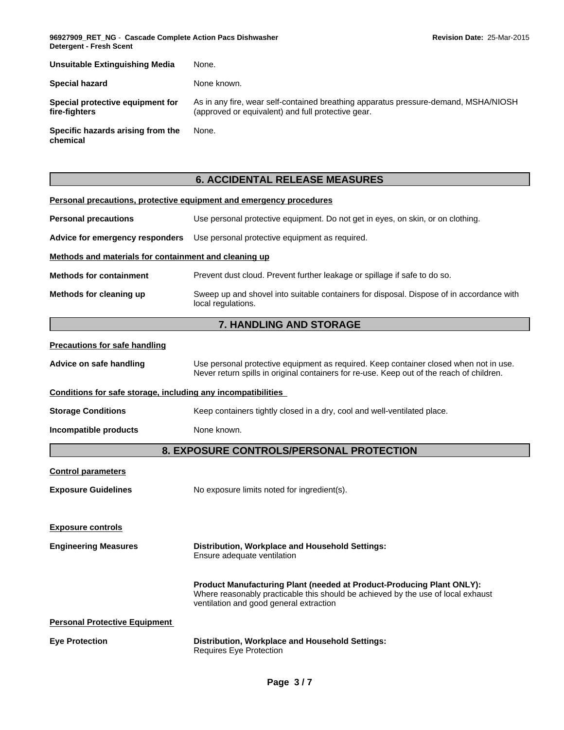**Unsuitable Extinguishing Media** None.

**Special hazard** None known.

**Special protective equipment for fire-fighters** As in any fire, wear self-contained breathing apparatus pressure-demand, MSHA/NIOSH (approved or equivalent) and full protective gear.

**Specific hazards arising from the chemical** None.

## 6. ACCIDENTAL RELEASE MEASURES

**Personal precautions, protective equipment and emergency procedures**

**Personal precautions** Use personal protective equipment. Do not get in eyes, on skin, or on clothing.

**Advice for emergency responders** Use personal protective equipment as required.

**Methods and materials for containment and cleaning up**

**Methods for containment** Prevent dust cloud. Prevent further leakage or spillage if safe to do so.

**Methods for cleaning up** Sweep up and shovel into suitable containers for disposal. Dispose of in accordance with local regulations.

## 7. HANDLING AND STORAGE

**Precautions for safe handling**

**Advice on safe handling** Use personal protective equipment as required. Keep container closed when not in use. Never return spills in original containers for re-use. Keep out of the reach of children.

**Conditions for safe storage, including any incompatibilities**

**Storage Conditions** Keep containers tightly closed in a dry, cool and well-ventilated place.

**Incompatible products** None known.

## 8. EXPOSURE CONTROLS/PERSONAL PROTECTION

**Control parameters**

**Exposure Guidelines** No exposure limits noted for ingredient(s).

**Exposure controls**

**Engineering Measures**

**Distribution, Workplace and Household Settings:**
Ensure adequate ventilation

**Product Manufacturing Plant (needed at Product-Producing Plant ONLY):**
Where reasonably practicable this should be achieved by the use of local exhaust ventilation and good general extraction

**Personal Protective Equipment**

**Eye Protection**

**Distribution, Workplace and Household Settings:**
Requires Eye Protection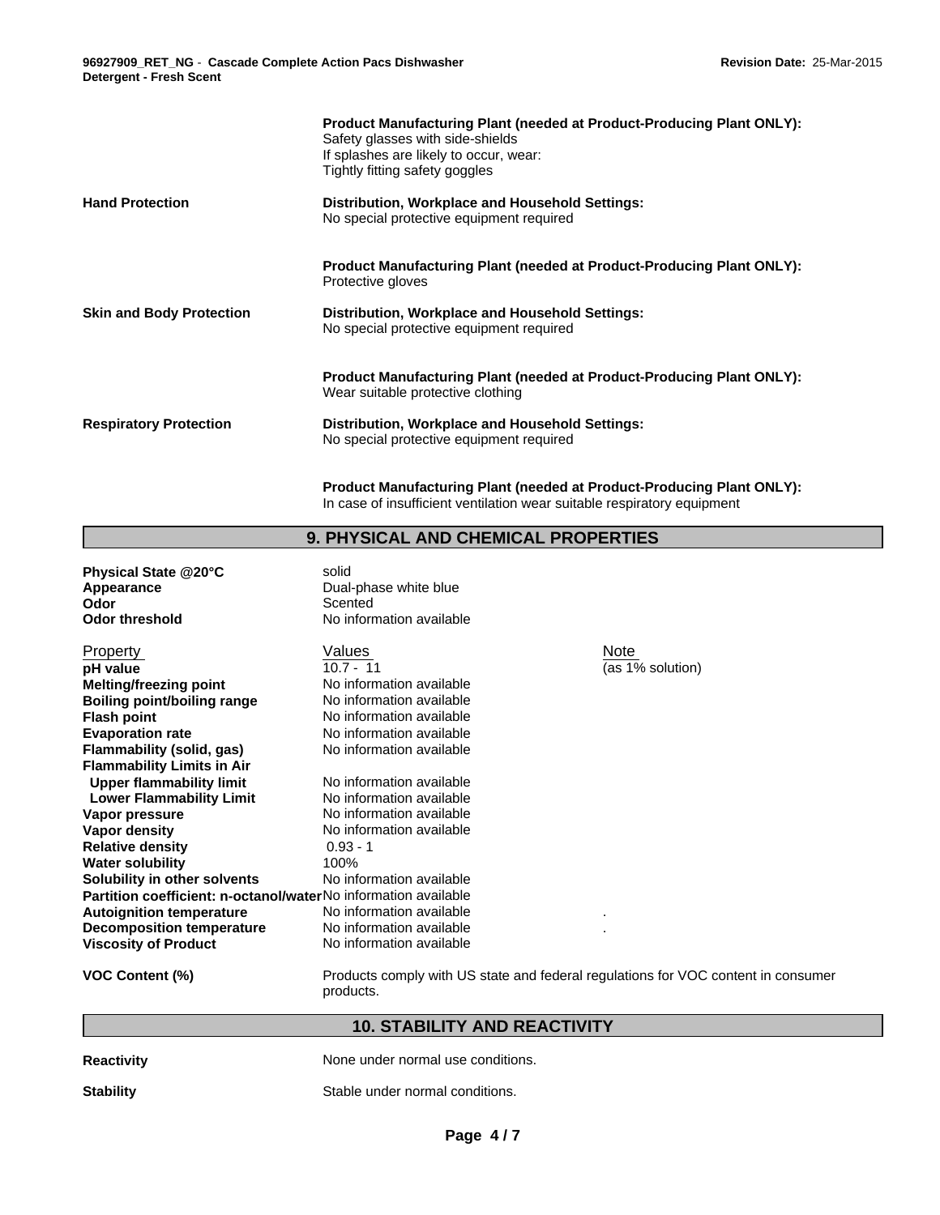| | |
|---|---|
| | **Product Manufacturing Plant (needed at Product-Producing Plant ONLY):** Safety glasses with side-shields If splashes are likely to occur, wear: Tightly fitting safety goggles |
| **Hand Protection** | **Distribution, Workplace and Household Settings:** No special protective equipment required |
| | **Product Manufacturing Plant (needed at Product-Producing Plant ONLY):** Protective gloves |
| **Skin and Body Protection** | **Distribution, Workplace and Household Settings:** No special protective equipment required |
| | **Product Manufacturing Plant (needed at Product-Producing Plant ONLY):** Wear suitable protective clothing |
| **Respiratory Protection** | **Distribution, Workplace and Household Settings:** No special protective equipment required |
| | **Product Manufacturing Plant (needed at Product-Producing Plant ONLY):** In case of insufficient ventilation wear suitable respiratory equipment |

## 9. PHYSICAL AND CHEMICAL PROPERTIES

| | |
|---|---|
| **Physical State @20°C** | solid |
| **Appearance** | Dual-phase white blue |
| **Odor** | Scented |
| **Odor threshold** | No information available |

| Property | Values | Note |
|---|---|---|
| **pH value** | 10.7 - 11 | (as 1% solution) |
| **Melting/freezing point** | No information available | |
| **Boiling point/boiling range** | No information available | |
| **Flash point** | No information available | |
| **Evaporation rate** | No information available | |
| **Flammability (solid, gas)** | No information available | |
| **Flammability Limits in Air** | | |
| **Upper flammability limit** | No information available | |
| **Lower Flammability Limit** | No information available | |
| **Vapor pressure** | No information available | |
| **Vapor density** | No information available | |
| **Relative density** | 0.93 - 1 | |
| **Water solubility** | 100% | |
| **Solubility in other solvents** | No information available | |
| **Partition coefficient: n-octanol/water** | No information available | |
| **Autoignition temperature** | No information available | . |
| **Decomposition temperature** | No information available | . |
| **Viscosity of Product** | No information available | |

| | |
|---|---|
| **VOC Content (%)** | Products comply with US state and federal regulations for VOC content in consumer products. |

## 10. STABILITY AND REACTIVITY

| | |
|---|---|
| **Reactivity** | None under normal use conditions. |
| **Stability** | Stable under normal conditions. |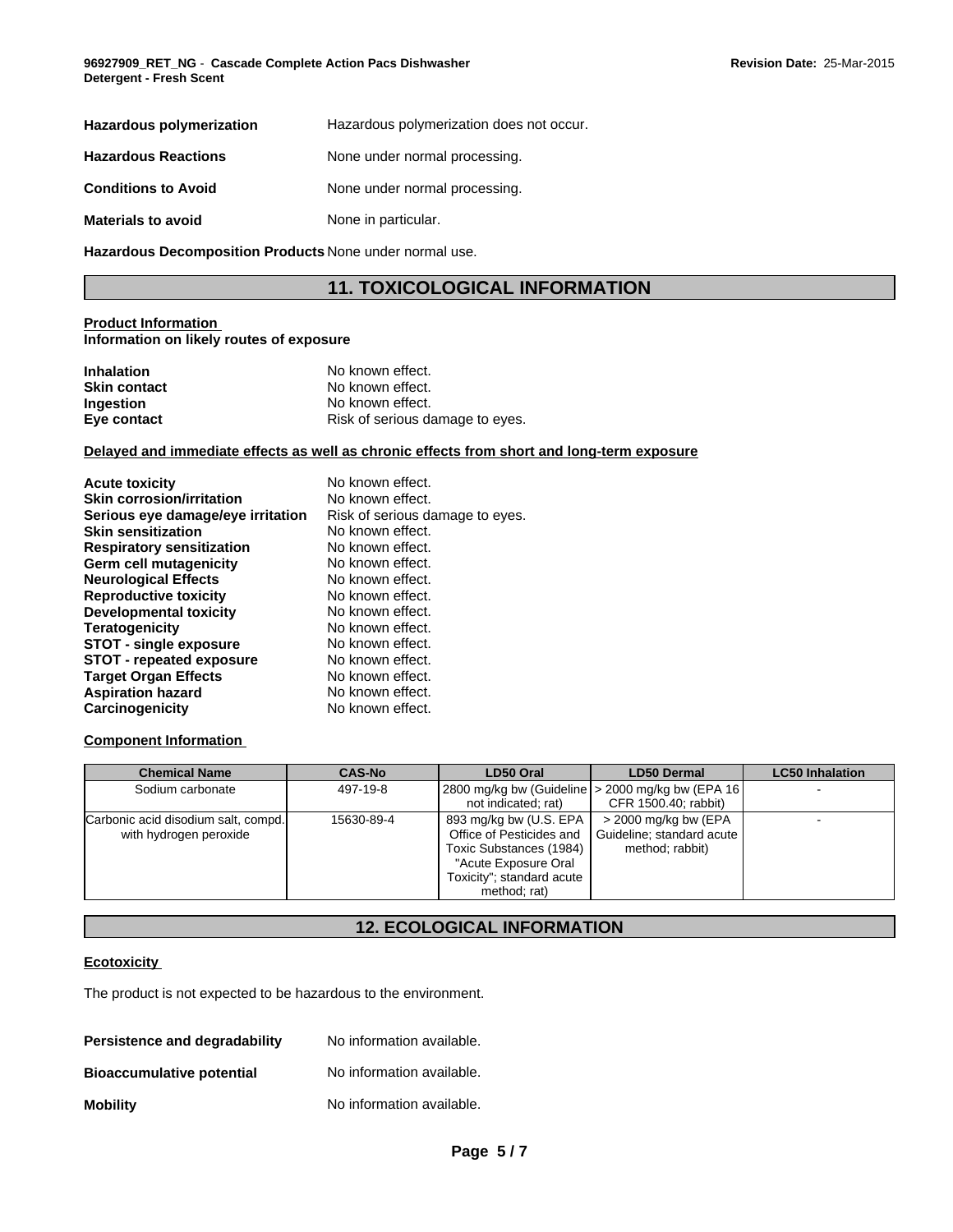**Hazardous polymerization** Hazardous polymerization does not occur.

**Hazardous Reactions** None under normal processing.

**Conditions to Avoid** None under normal processing.

**Materials to avoid** None in particular.

**Hazardous Decomposition Products** None under normal use.

## 11. TOXICOLOGICAL INFORMATION

**Product Information**
**Information on likely routes of exposure**

| | |
|---|---|
| **Inhalation** | No known effect. |
| **Skin contact** | No known effect. |
| **Ingestion** | No known effect. |
| **Eye contact** | Risk of serious damage to eyes. |

**Delayed and immediate effects as well as chronic effects from short and long-term exposure**

| | |
|---|---|
| **Acute toxicity** | No known effect. |
| **Skin corrosion/irritation** | No known effect. |
| **Serious eye damage/eye irritation** | Risk of serious damage to eyes. |
| **Skin sensitization** | No known effect. |
| **Respiratory sensitization** | No known effect. |
| **Germ cell mutagenicity** | No known effect. |
| **Neurological Effects** | No known effect. |
| **Reproductive toxicity** | No known effect. |
| **Developmental toxicity** | No known effect. |
| **Teratogenicity** | No known effect. |
| **STOT - single exposure** | No known effect. |
| **STOT - repeated exposure** | No known effect. |
| **Target Organ Effects** | No known effect. |
| **Aspiration hazard** | No known effect. |
| **Carcinogenicity** | No known effect. |

**Component Information**

| Chemical Name | CAS-No | LD50 Oral | LD50 Dermal | LC50 Inhalation |
|---|---|---|---|---|
| Sodium carbonate | 497-19-8 | 2800 mg/kg bw (Guideline not indicated; rat) | > 2000 mg/kg bw (EPA 16 CFR 1500.40; rabbit) | - |
| Carbonic acid disodium salt, compd. with hydrogen peroxide | 15630-89-4 | 893 mg/kg bw (U.S. EPA Office of Pesticides and Toxic Substances (1984) "Acute Exposure Oral Toxicity"; standard acute method; rat) | > 2000 mg/kg bw (EPA Guideline; standard acute method; rabbit) | - |

## 12. ECOLOGICAL INFORMATION

**Ecotoxicity**

The product is not expected to be hazardous to the environment.

**Persistence and degradability** No information available.

**Bioaccumulative potential** No information available.

**Mobility** No information available.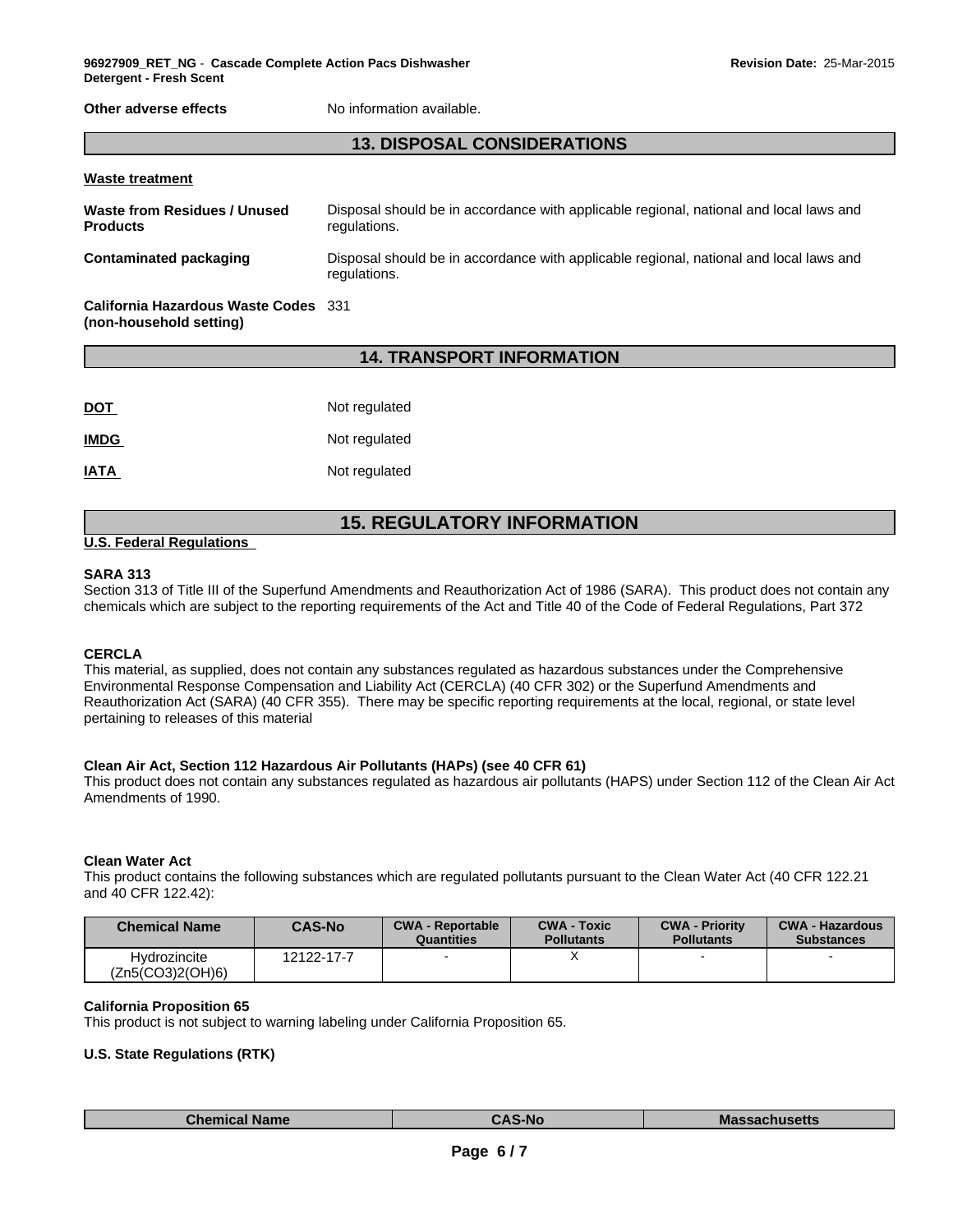**Other adverse effects** No information available.

## 13. DISPOSAL CONSIDERATIONS

**Waste treatment**

| | |
|---|---|
| **Waste from Residues / Unused Products** | Disposal should be in accordance with applicable regional, national and local laws and regulations. |
| **Contaminated packaging** | Disposal should be in accordance with applicable regional, national and local laws and regulations. |
| **California Hazardous Waste Codes (non-household setting)** | 331 |

## 14. TRANSPORT INFORMATION

| | |
|---|---|
| **DOT** | Not regulated |
| **IMDG** | Not regulated |
| **IATA** | Not regulated |

## 15. REGULATORY INFORMATION

**U.S. Federal Regulations**

**SARA 313**
Section 313 of Title III of the Superfund Amendments and Reauthorization Act of 1986 (SARA). This product does not contain any chemicals which are subject to the reporting requirements of the Act and Title 40 of the Code of Federal Regulations, Part 372

**CERCLA**
This material, as supplied, does not contain any substances regulated as hazardous substances under the Comprehensive Environmental Response Compensation and Liability Act (CERCLA) (40 CFR 302) or the Superfund Amendments and Reauthorization Act (SARA) (40 CFR 355). There may be specific reporting requirements at the local, regional, or state level pertaining to releases of this material

**Clean Air Act, Section 112 Hazardous Air Pollutants (HAPs) (see 40 CFR 61)**
This product does not contain any substances regulated as hazardous air pollutants (HAPS) under Section 112 of the Clean Air Act Amendments of 1990.

**Clean Water Act**
This product contains the following substances which are regulated pollutants pursuant to the Clean Water Act (40 CFR 122.21 and 40 CFR 122.42):

| Chemical Name | CAS-No | CWA - Reportable Quantities | CWA - Toxic Pollutants | CWA - Priority Pollutants | CWA - Hazardous Substances |
|---|---|---|---|---|---|
| Hydrozincite (Zn5(CO3)2(OH)6) | 12122-17-7 | - | X | - | - |

**California Proposition 65**
This product is not subject to warning labeling under California Proposition 65.

**U.S. State Regulations (RTK)**

| Chemical Name | CAS-No | Massachusetts |
|---|---|---|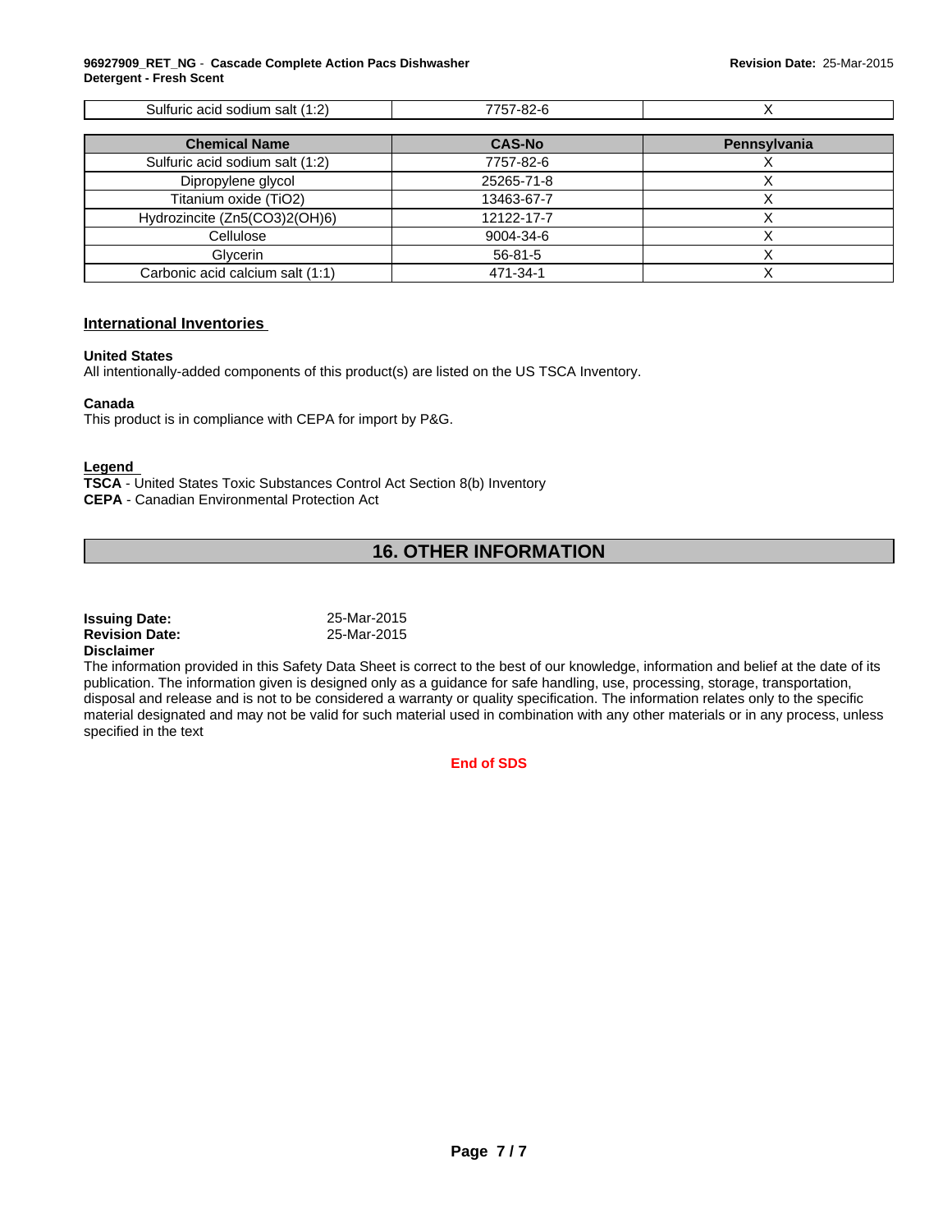| | | |
|---|---|---|
| Sulfuric acid sodium salt (1:2) | 7757-82-6 | X |

| Chemical Name | CAS-No | Pennsylvania |
|---|---|---|
| Sulfuric acid sodium salt (1:2) | 7757-82-6 | X |
| Dipropylene glycol | 25265-71-8 | X |
| Titanium oxide ($TiO_2$) | 13463-67-7 | X |
| Hydrozincite ($Zn_5(CO_3)_2(OH)_6$) | 12122-17-7 | X |
| Cellulose | 9004-34-6 | X |
| Glycerin | 56-81-5 | X |
| Carbonic acid calcium salt (1:1) | 471-34-1 | X |

### International Inventories

**United States**
All intentionally-added components of this product(s) are listed on the US TSCA Inventory.

**Canada**
This product is in compliance with CEPA for import by P&G.

**Legend**
**TSCA** - United States Toxic Substances Control Act Section 8(b) Inventory
**CEPA** - Canadian Environmental Protection Act

## 16. OTHER INFORMATION

**Issuing Date:** 25-Mar-2015
**Revision Date:** 25-Mar-2015
**Disclaimer**
The information provided in this Safety Data Sheet is correct to the best of our knowledge, information and belief at the date of its publication. The information given is designed only as a guidance for safe handling, use, processing, storage, transportation, disposal and release and is not to be considered a warranty or quality specification. The information relates only to the specific material designated and may not be valid for such material used in combination with any other materials or in any process, unless specified in the text

**End of SDS**